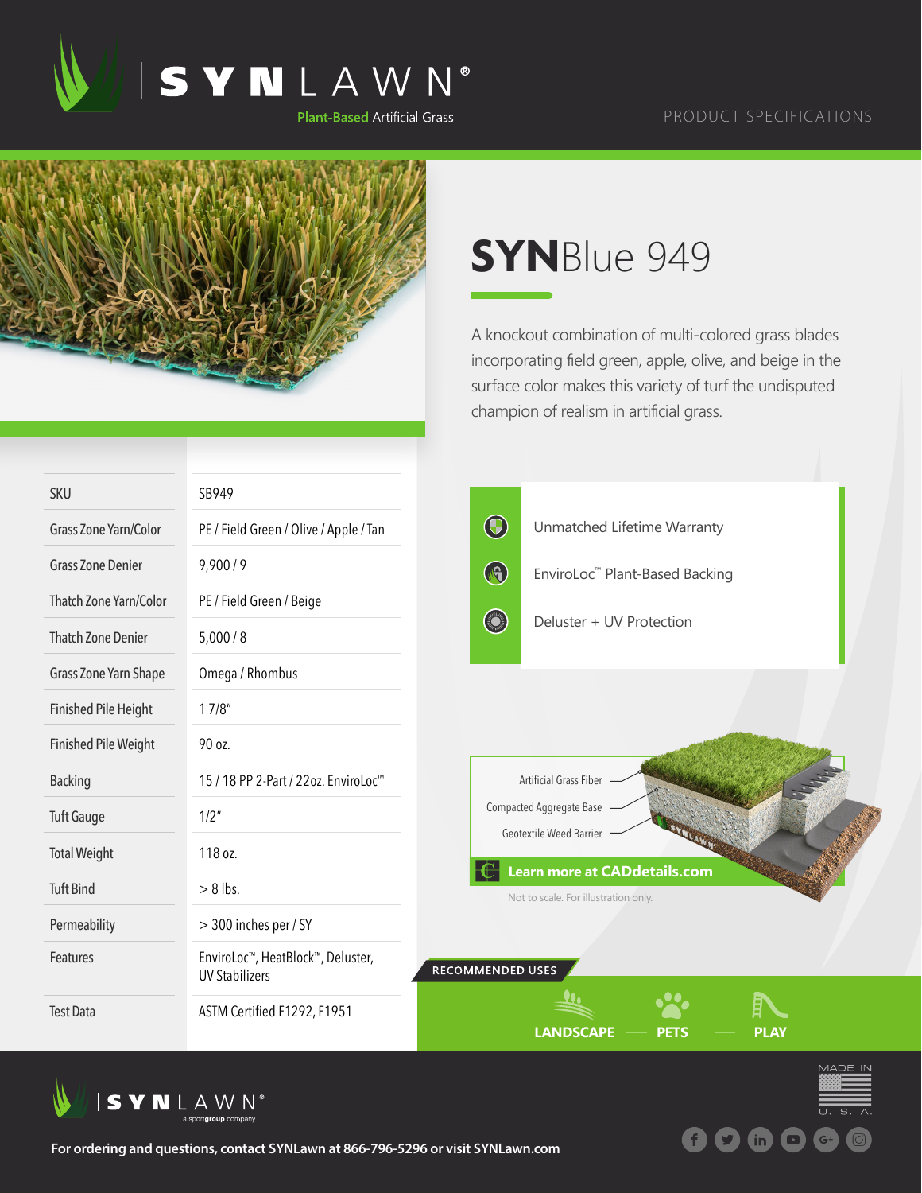SYNLAWN®

Plant-Based Artificial Grass

PRODUCT SPECIFICATIONS

# SYNBlue 949

A knockout combination of multi-colored grass blades incorporating field green, apple, olive, and beige in the surface color makes this variety of turf the undisputed champion of realism in artificial grass.

| | |
|---|---|
| SKU | SB949 |
| Grass Zone Yarn/Color | PE / Field Green / Olive / Apple / Tan |
| Grass Zone Denier | 9,900 / 9 |
| Thatch Zone Yarn/Color | PE / Field Green / Beige |
| Thatch Zone Denier | 5,000 / 8 |
| Grass Zone Yarn Shape | Omega / Rhombus |
| Finished Pile Height | 1 7/8" |
| Finished Pile Weight | 90 oz. |
| Backing | 15 / 18 PP 2-Part / 22oz. EnviroLoc™ |
| Tuft Gauge | 1/2" |
| Total Weight | 118 oz. |
| Tuft Bind | > 8 lbs. |
| Permeability | > 300 inches per / SY |
| Features | EnviroLoc™, HeatBlock™, Deluster, UV Stabilizers |
| Test Data | ASTM Certified F1292, F1951 |

- Unmatched Lifetime Warranty
- EnviroLoc™ Plant-Based Backing
- Deluster + UV Protection

Artificial Grass Fiber

Compacted Aggregate Base

Geotextile Weed Barrier

Learn more at CADdetails.com

Not to scale. For illustration only.

RECOMMENDED USES

LANDSCAPE — PETS — PLAY

SYNLAWN® a sportgroup company

For ordering and questions, contact SYNLawn at 866-796-5296 or visit SYNLawn.com

MADE IN U. S. A.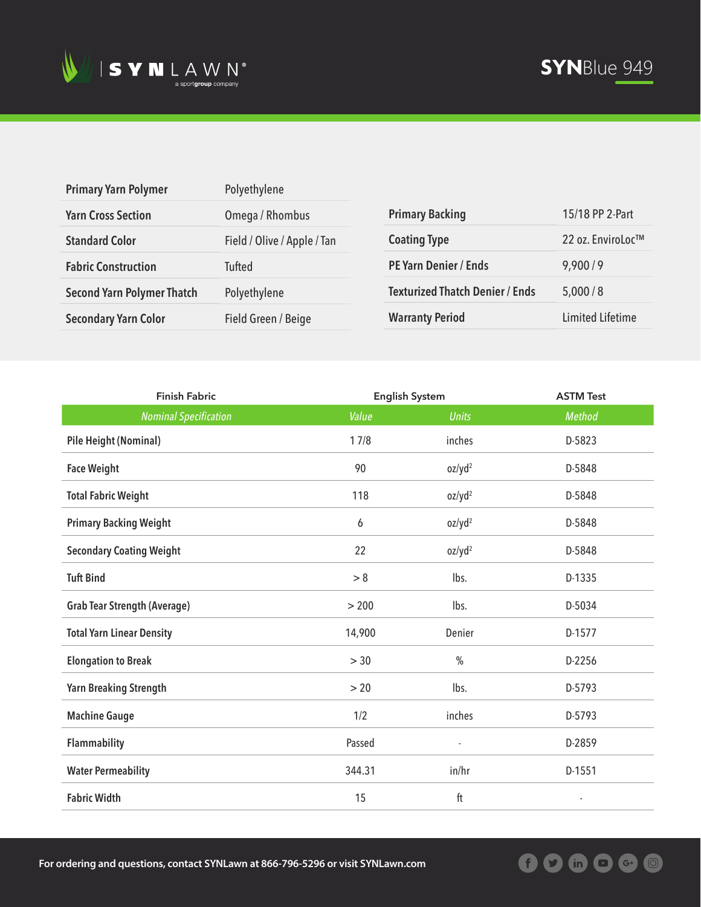SYNLAWN®
a sportgroup company

# SYNBlue 949

| | |
|---|---|
| Primary Yarn Polymer | Polyethylene |
| Yarn Cross Section | Omega / Rhombus |
| Standard Color | Field / Olive / Apple / Tan |
| Fabric Construction | Tufted |
| Second Yarn Polymer Thatch | Polyethylene |
| Secondary Yarn Color | Field Green / Beige |

| | |
|---|---|
| Primary Backing | 15/18 PP 2-Part |
| Coating Type | 22 oz. EnviroLoc™ |
| PE Yarn Denier / Ends | 9,900 / 9 |
| Texturized Thatch Denier / Ends | 5,000 / 8 |
| Warranty Period | Limited Lifetime |

| Finish Fabric | English System | | ASTM Test |
|---|---|---|---|
| *Nominal Specification* | *Value* | *Units* | *Method* |
| Pile Height (Nominal) | 1 7/8 | inches | D-5823 |
| Face Weight | 90 | oz/yd² | D-5848 |
| Total Fabric Weight | 118 | oz/yd² | D-5848 |
| Primary Backing Weight | 6 | oz/yd² | D-5848 |
| Secondary Coating Weight | 22 | oz/yd² | D-5848 |
| Tuft Bind | > 8 | lbs. | D-1335 |
| Grab Tear Strength (Average) | > 200 | lbs. | D-5034 |
| Total Yarn Linear Density | 14,900 | Denier | D-1577 |
| Elongation to Break | > 30 | % | D-2256 |
| Yarn Breaking Strength | > 20 | lbs. | D-5793 |
| Machine Gauge | 1/2 | inches | D-5793 |
| Flammability | Passed | - | D-2859 |
| Water Permeability | 344.31 | in/hr | D-1551 |
| Fabric Width | 15 | ft | - |

**For ordering and questions, contact SYNLawn at 866-796-5296 or visit SYNLawn.com**